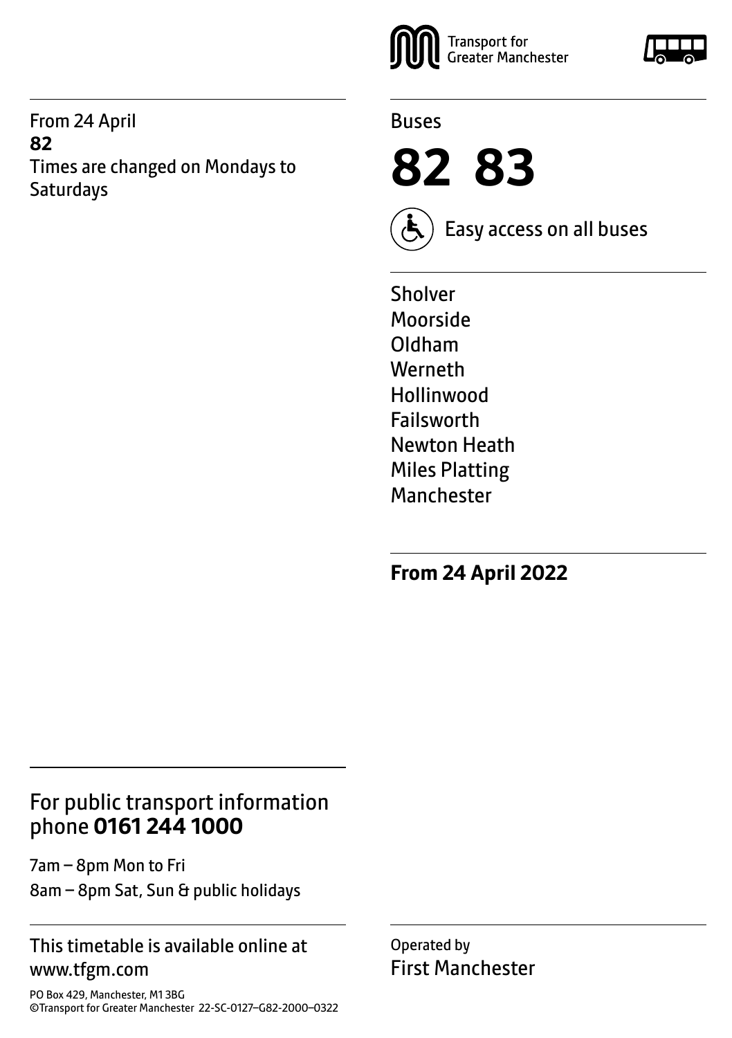Transport for Greater Manchester

From 24 April
**82**
Times are changed on Mondays to Saturdays

Buses

# 82 83

Easy access on all buses

Sholver
Moorside
Oldham
Werneth
Hollinwood
Failsworth
Newton Heath
Miles Platting
Manchester

**From 24 April 2022**

## For public transport information phone **0161 244 1000**

7am – 8pm Mon to Fri
8am – 8pm Sat, Sun & public holidays

This timetable is available online at www.tfgm.com

PO Box 429, Manchester, M1 3BG
©Transport for Greater Manchester 22-SC-0127–G82-2000–0322

Operated by
First Manchester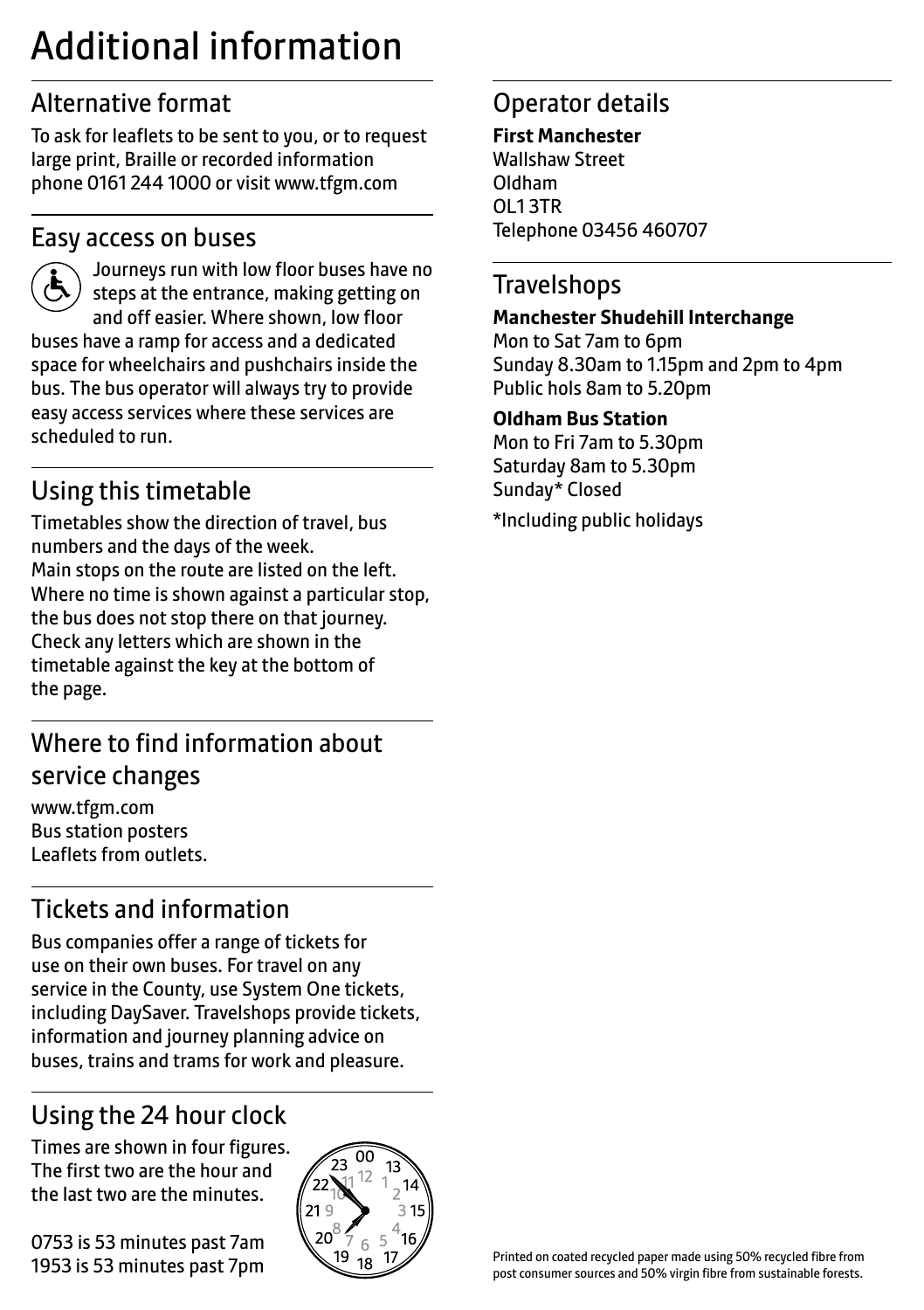# Additional information

## Alternative format

To ask for leaflets to be sent to you, or to request large print, Braille or recorded information phone 0161 244 1000 or visit www.tfgm.com

## Easy access on buses

Journeys run with low floor buses have no steps at the entrance, making getting on and off easier. Where shown, low floor buses have a ramp for access and a dedicated space for wheelchairs and pushchairs inside the bus. The bus operator will always try to provide easy access services where these services are scheduled to run.

## Using this timetable

Timetables show the direction of travel, bus numbers and the days of the week.
Main stops on the route are listed on the left.
Where no time is shown against a particular stop, the bus does not stop there on that journey.
Check any letters which are shown in the timetable against the key at the bottom of the page.

## Where to find information about service changes

www.tfgm.com
Bus station posters
Leaflets from outlets.

## Tickets and information

Bus companies offer a range of tickets for use on their own buses. For travel on any service in the County, use System One tickets, including DaySaver. Travelshops provide tickets, information and journey planning advice on buses, trains and trams for work and pleasure.

## Using the 24 hour clock

Times are shown in four figures. The first two are the hour and the last two are the minutes.

0753 is 53 minutes past 7am
1953 is 53 minutes past 7pm

## Operator details

**First Manchester**
Wallshaw Street
Oldham
OL1 3TR
Telephone 03456 460707

## Travelshops

**Manchester Shudehill Interchange**
Mon to Sat 7am to 6pm
Sunday 8.30am to 1.15pm and 2pm to 4pm
Public hols 8am to 5.20pm

**Oldham Bus Station**
Mon to Fri 7am to 5.30pm
Saturday 8am to 5.30pm
Sunday* Closed

*Including public holidays

Printed on coated recycled paper made using 50% recycled fibre from post consumer sources and 50% virgin fibre from sustainable forests.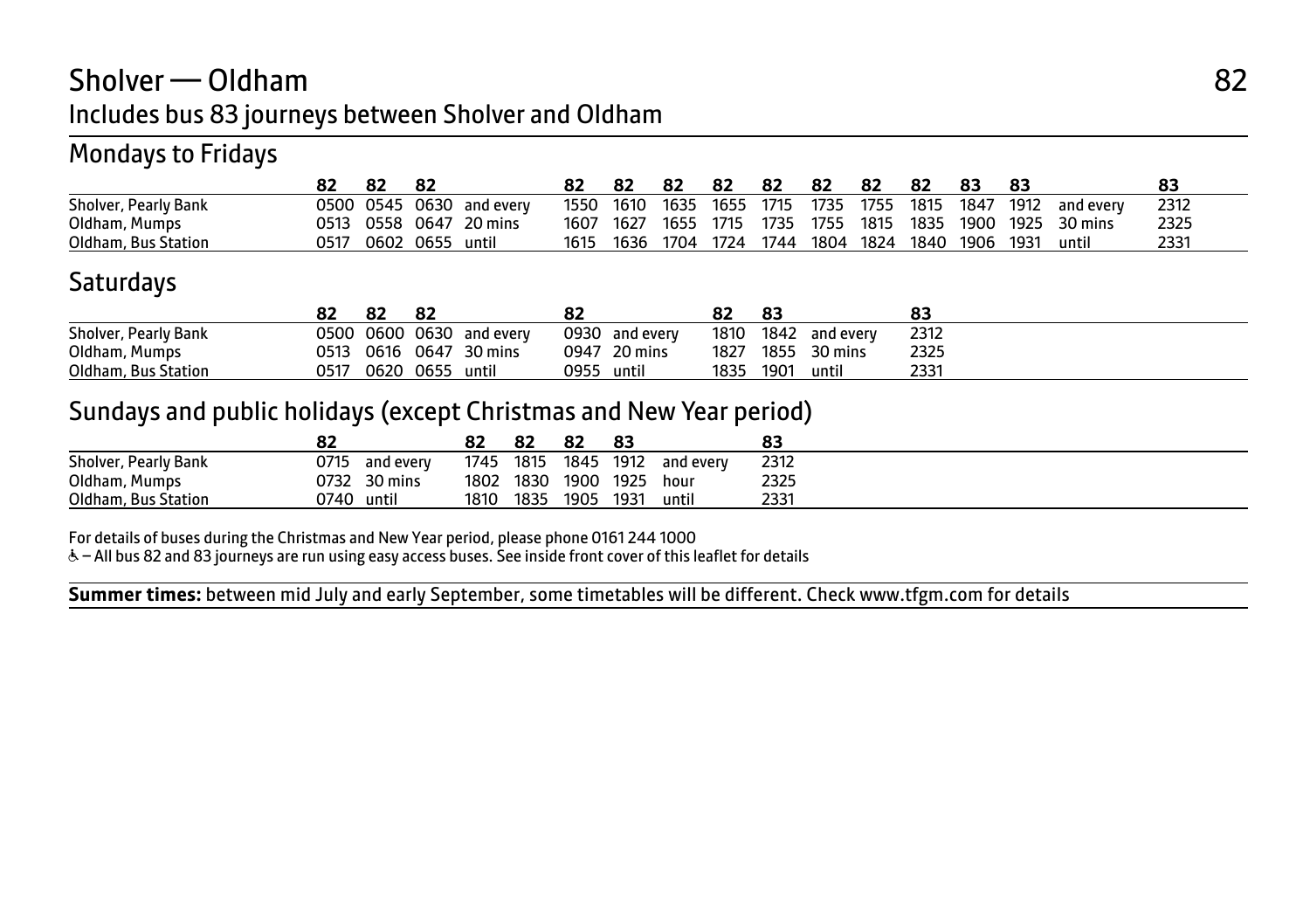# Sholver — Oldham 82

## Includes bus 83 journeys between Sholver and Oldham

### Mondays to Fridays

| | 82 | 82 | 82 | | 82 | 82 | 82 | 82 | 82 | 82 | 82 | 82 | 83 | 83 | | 83 |
|---|---|---|---|---|---|---|---|---|---|---|---|---|---|---|---|---|
| Sholver, Pearly Bank | 0500 | 0545 | 0630 | and every | 1550 | 1610 | 1635 | 1655 | 1715 | 1735 | 1755 | 1815 | 1847 | 1912 | and every | 2312 |
| Oldham, Mumps | 0513 | 0558 | 0647 | 20 mins | 1607 | 1627 | 1655 | 1715 | 1735 | 1755 | 1815 | 1835 | 1900 | 1925 | 30 mins | 2325 |
| Oldham, Bus Station | 0517 | 0602 | 0655 | until | 1615 | 1636 | 1704 | 1724 | 1744 | 1804 | 1824 | 1840 | 1906 | 1931 | until | 2331 |

### Saturdays

| | 82 | 82 | 82 | | 82 | | 82 | 83 | | 83 |
|---|---|---|---|---|---|---|---|---|---|---|
| Sholver, Pearly Bank | 0500 | 0600 | 0630 | and every | 0930 | and every | 1810 | 1842 | and every | 2312 |
| Oldham, Mumps | 0513 | 0616 | 0647 | 30 mins | 0947 | 20 mins | 1827 | 1855 | 30 mins | 2325 |
| Oldham, Bus Station | 0517 | 0620 | 0655 | until | 0955 | until | 1835 | 1901 | until | 2331 |

### Sundays and public holidays (except Christmas and New Year period)

| | 82 | | 82 | 82 | 82 | 83 | | 83 |
|---|---|---|---|---|---|---|---|---|
| Sholver, Pearly Bank | 0715 | and every | 1745 | 1815 | 1845 | 1912 | and every | 2312 |
| Oldham, Mumps | 0732 | 30 mins | 1802 | 1830 | 1900 | 1925 | hour | 2325 |
| Oldham, Bus Station | 0740 | until | 1810 | 1835 | 1905 | 1931 | until | 2331 |

For details of buses during the Christmas and New Year period, please phone 0161 244 1000

♿ – All bus 82 and 83 journeys are run using easy access buses. See inside front cover of this leaflet for details

**Summer times:** between mid July and early September, some timetables will be different. Check www.tfgm.com for details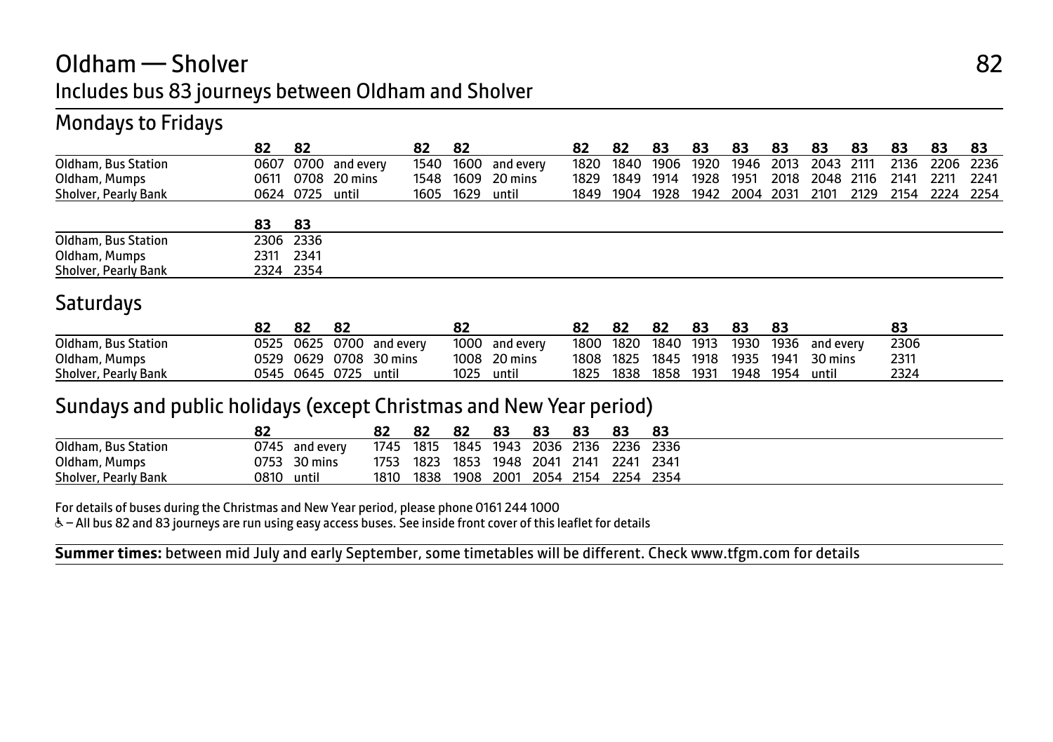# Oldham — Sholver

82

## Includes bus 83 journeys between Oldham and Sholver

### Mondays to Fridays

| | 82 | 82 | | 82 | 82 | | 82 | 82 | 83 | 83 | 83 | 83 | 83 | 83 | 83 | 83 | 83 |
|---|---|---|---|---|---|---|---|---|---|---|---|---|---|---|---|---|---|
| Oldham, Bus Station | 0607 | 0700 | and every | 1540 | 1600 | and every | 1820 | 1840 | 1906 | 1920 | 1946 | 2013 | 2043 | 2111 | 2136 | 2206 | 2236 |
| Oldham, Mumps | 0611 | 0708 | 20 mins | 1548 | 1609 | 20 mins | 1829 | 1849 | 1914 | 1928 | 1951 | 2018 | 2048 | 2116 | 2141 | 2211 | 2241 |
| Sholver, Pearly Bank | 0624 | 0725 | until | 1605 | 1629 | until | 1849 | 1904 | 1928 | 1942 | 2004 | 2031 | 2101 | 2129 | 2154 | 2224 | 2254 |

| | 83 | 83 |
|---|---|---|
| Oldham, Bus Station | 2306 | 2336 |
| Oldham, Mumps | 2311 | 2341 |
| Sholver, Pearly Bank | 2324 | 2354 |

### Saturdays

| | 82 | 82 | 82 | | 82 | | 82 | 82 | 82 | 83 | 83 | 83 | | 83 |
|---|---|---|---|---|---|---|---|---|---|---|---|---|---|---|
| Oldham, Bus Station | 0525 | 0625 | 0700 | and every | 1000 | and every | 1800 | 1820 | 1840 | 1913 | 1930 | 1936 | and every | 2306 |
| Oldham, Mumps | 0529 | 0629 | 0708 | 30 mins | 1008 | 20 mins | 1808 | 1825 | 1845 | 1918 | 1935 | 1941 | 30 mins | 2311 |
| Sholver, Pearly Bank | 0545 | 0645 | 0725 | until | 1025 | until | 1825 | 1838 | 1858 | 1931 | 1948 | 1954 | until | 2324 |

### Sundays and public holidays (except Christmas and New Year period)

| | 82 | | 82 | 82 | 82 | 83 | 83 | 83 | 83 | 83 |
|---|---|---|---|---|---|---|---|---|---|---|
| Oldham, Bus Station | 0745 | and every | 1745 | 1815 | 1845 | 1943 | 2036 | 2136 | 2236 | 2336 |
| Oldham, Mumps | 0753 | 30 mins | 1753 | 1823 | 1853 | 1948 | 2041 | 2141 | 2241 | 2341 |
| Sholver, Pearly Bank | 0810 | until | 1810 | 1838 | 1908 | 2001 | 2054 | 2154 | 2254 | 2354 |

For details of buses during the Christmas and New Year period, please phone 0161 244 1000

♿ – All bus 82 and 83 journeys are run using easy access buses. See inside front cover of this leaflet for details

**Summer times:** between mid July and early September, some timetables will be different. Check www.tfgm.com for details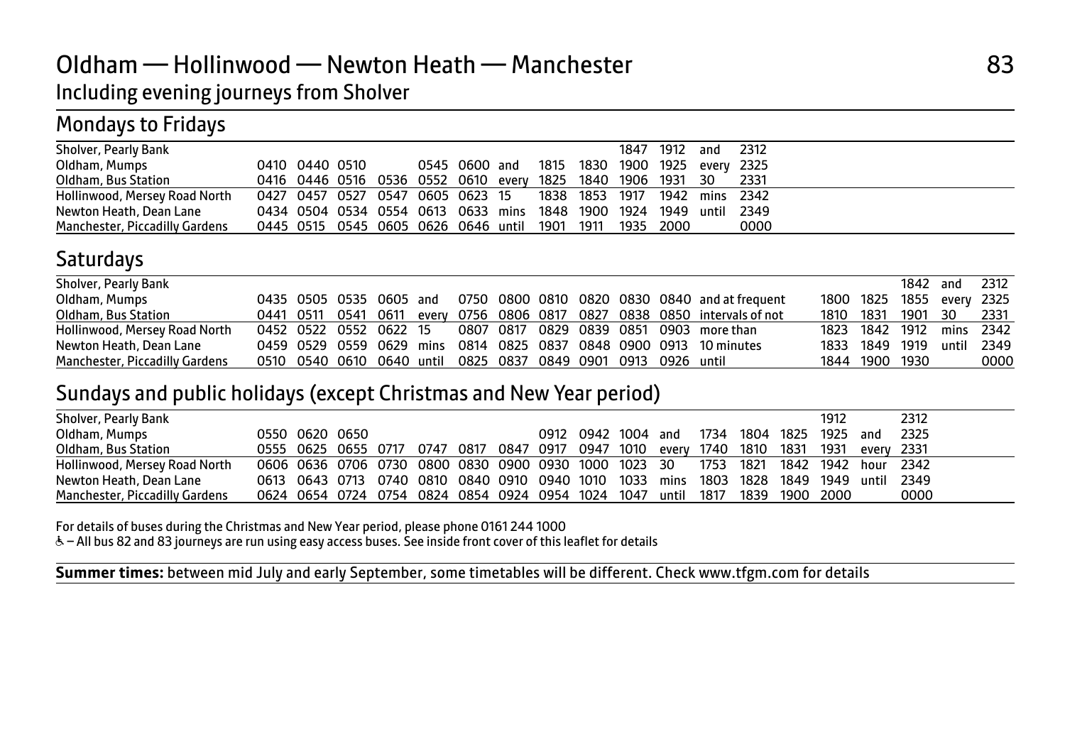# Oldham — Hollinwood — Newton Heath — Manchester

83

Including evening journeys from Sholver

## Mondays to Fridays

| | | | | | | | | | | | | | |
|---|---|---|---|---|---|---|---|---|---|---|---|---|---|
| Sholver, Pearly Bank | | | | | | | | | | 1847 | 1912 | and | 2312 |
| Oldham, Mumps | 0410 | 0440 | 0510 | | 0545 | 0600 | and | 1815 | 1830 | 1900 | 1925 | every | 2325 |
| Oldham, Bus Station | 0416 | 0446 | 0516 | 0536 | 0552 | 0610 | every | 1825 | 1840 | 1906 | 1931 | 30 | 2331 |
| Hollinwood, Mersey Road North | 0427 | 0457 | 0527 | 0547 | 0605 | 0623 | 15 | 1838 | 1853 | 1917 | 1942 | mins | 2342 |
| Newton Heath, Dean Lane | 0434 | 0504 | 0534 | 0554 | 0613 | 0633 | mins | 1848 | 1900 | 1924 | 1949 | until | 2349 |
| Manchester, Piccadilly Gardens | 0445 | 0515 | 0545 | 0605 | 0626 | 0646 | until | 1901 | 1911 | 1935 | 2000 | | 0000 |

## Saturdays

| | | | | | | | | | | | | | | | | | | |
|---|---|---|---|---|---|---|---|---|---|---|---|---|---|---|---|---|---|---|
| Sholver, Pearly Bank | | | | | | | | | | | | | | | | 1842 | and | 2312 |
| Oldham, Mumps | 0435 | 0505 | 0535 | 0605 | and | 0750 | 0800 | 0810 | 0820 | 0830 | 0840 | and at frequent | | 1800 | 1825 | 1855 | every | 2325 |
| Oldham, Bus Station | 0441 | 0511 | 0541 | 0611 | every | 0756 | 0806 | 0817 | 0827 | 0838 | 0850 | intervals of not | | 1810 | 1831 | 1901 | 30 | 2331 |
| Hollinwood, Mersey Road North | 0452 | 0522 | 0552 | 0622 | 15 | 0807 | 0817 | 0829 | 0839 | 0851 | 0903 | more than | | 1823 | 1842 | 1912 | mins | 2342 |
| Newton Heath, Dean Lane | 0459 | 0529 | 0559 | 0629 | mins | 0814 | 0825 | 0837 | 0848 | 0900 | 0913 | 10 minutes | | 1833 | 1849 | 1919 | until | 2349 |
| Manchester, Piccadilly Gardens | 0510 | 0540 | 0610 | 0640 | until | 0825 | 0837 | 0849 | 0901 | 0913 | 0926 | until | | 1844 | 1900 | 1930 | | 0000 |

## Sundays and public holidays (except Christmas and New Year period)

| | | | | | | | | | | | | | | | | | | |
|---|---|---|---|---|---|---|---|---|---|---|---|---|---|---|---|---|---|---|
| Sholver, Pearly Bank | | | | | | | | | | | | | | | | 1912 | | 2312 |
| Oldham, Mumps | 0550 | 0620 | 0650 | | | | | 0912 | 0942 | 1004 | and | 1734 | 1804 | 1825 | 1925 | and | 2325 |
| Oldham, Bus Station | 0555 | 0625 | 0655 | 0717 | 0747 | 0817 | 0847 | 0917 | 0947 | 1010 | every | 1740 | 1810 | 1831 | 1931 | every | 2331 |
| Hollinwood, Mersey Road North | 0606 | 0636 | 0706 | 0730 | 0800 | 0830 | 0900 | 0930 | 1000 | 1023 | 30 | 1753 | 1821 | 1842 | 1942 | hour | 2342 |
| Newton Heath, Dean Lane | 0613 | 0643 | 0713 | 0740 | 0810 | 0840 | 0910 | 0940 | 1010 | 1033 | mins | 1803 | 1828 | 1849 | 1949 | until | 2349 |
| Manchester, Piccadilly Gardens | 0624 | 0654 | 0724 | 0754 | 0824 | 0854 | 0924 | 0954 | 1024 | 1047 | until | 1817 | 1839 | 1900 | 2000 | | 0000 |

For details of buses during the Christmas and New Year period, please phone 0161 244 1000

♿ – All bus 82 and 83 journeys are run using easy access buses. See inside front cover of this leaflet for details

**Summer times:** between mid July and early September, some timetables will be different. Check www.tfgm.com for details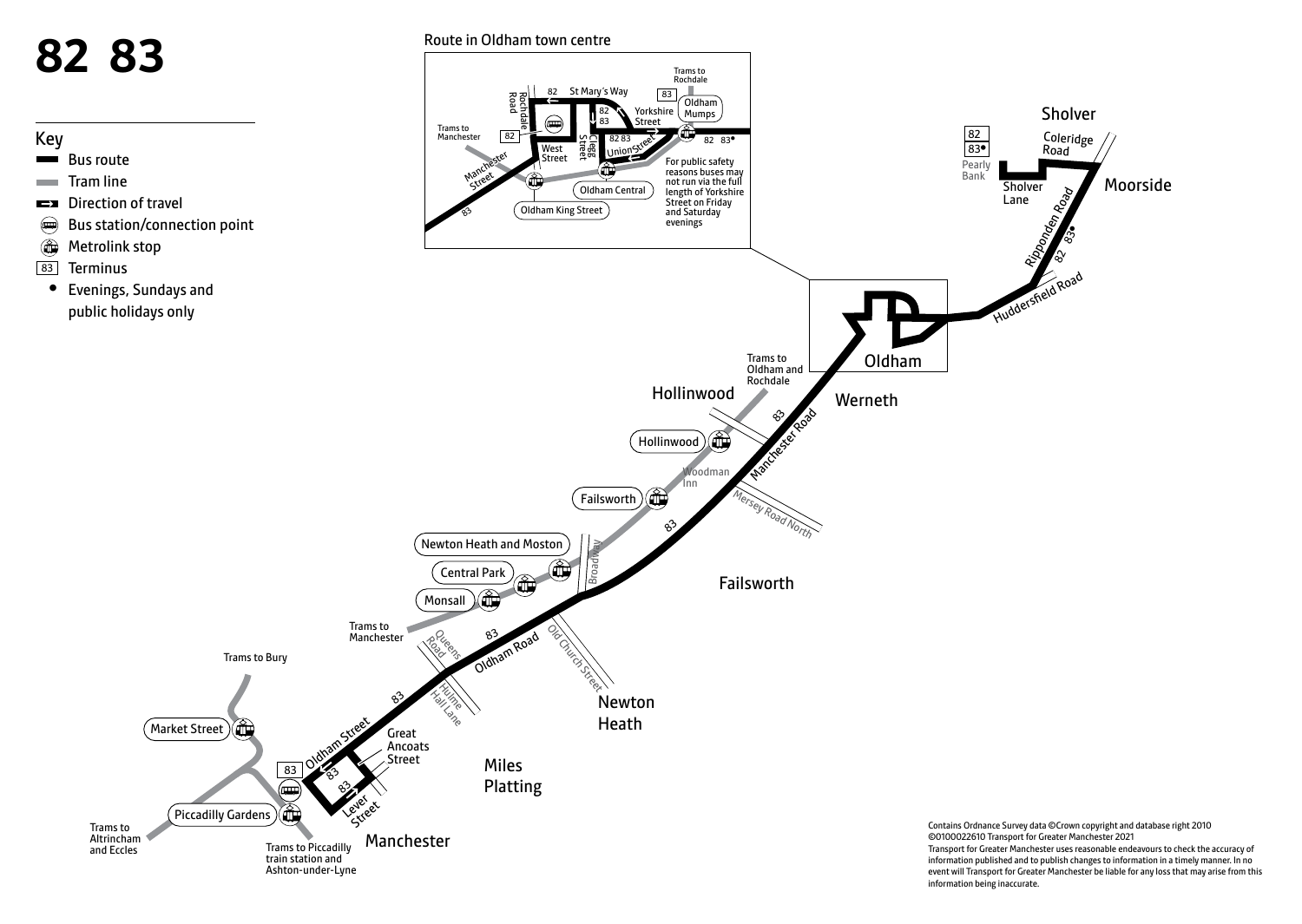# 82 83

## Key

- Bus route
- Tram line
- Direction of travel
- Bus station/connection point
- Metrolink stop
- 83 Terminus
- • Evenings, Sundays and public holidays only

### Route in Oldham town centre

82, St Mary's Way, 83, Oldham Mumps, Rochdale Road, 82, 83, Yorkshire Street, Trams to Rochdale, Trams to Manchester, 82, Clegg Street, 82 83, Union Street, 82 83•, West Street, Manchester Street, Oldham Central, Oldham King Street, 83

For public safety reasons buses may not run via the full length of Yorkshire Street on Friday and Saturday evenings

Sholver, 82, 83•, Pearly Bank, Coleridge Road, Sholver Lane, Moorside, Ripponden Road, 83•, 82, Huddersfield Road, Oldham, Trams to Oldham and Rochdale, Hollinwood, Werneth, 83, Manchester Road, Hollinwood, Woodman Inn, Failsworth, Mersey Road North, 83, Newton Heath and Moston, Broadway, Central Park, Failsworth, Monsall, Trams to Manchester, Queens Road, 83, Oldham Road, Old Church Street, Trams to Bury, Hulme Hall Lane, 83, Newton Heath, Market Street, Oldham Street, Great Ancoats Street, 83, 83, Miles Platting, Lever Street, Piccadilly Gardens, Trams to Altrincham and Eccles, Trams to Piccadilly train station and Ashton-under-Lyne, Manchester

Contains Ordnance Survey data ©Crown copyright and database right 2010 ©0100022610 Transport for Greater Manchester 2021
Transport for Greater Manchester uses reasonable endeavours to check the accuracy of information published and to publish changes to information in a timely manner. In no event will Transport for Greater Manchester be liable for any loss that may arise from this information being inaccurate.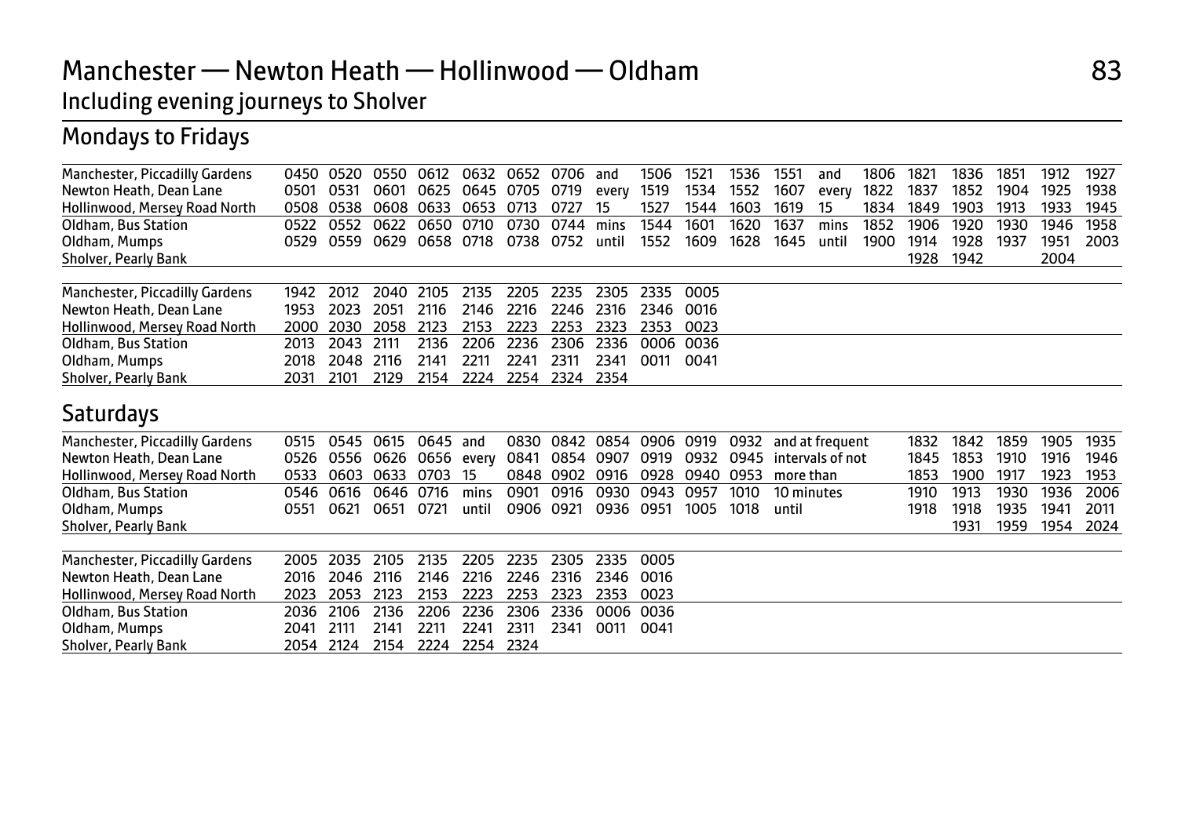# Manchester — Newton Heath — Hollinwood — Oldham

83

Including evening journeys to Sholver

## Mondays to Fridays

| | | | | | | | | | | | | | | | | | | | | |
|---|---|---|---|---|---|---|---|---|---|---|---|---|---|---|---|---|---|---|---|---|
| Manchester, Piccadilly Gardens | 0450 | 0520 | 0550 | 0612 | 0632 | 0652 | 0706 | and | 1506 | 1521 | 1536 | 1551 | and | 1806 | 1821 | 1836 | 1851 | 1912 | 1927 |
| Newton Heath, Dean Lane | 0501 | 0531 | 0601 | 0625 | 0645 | 0705 | 0719 | every | 1519 | 1534 | 1552 | 1607 | every | 1822 | 1837 | 1852 | 1904 | 1925 | 1938 |
| Hollinwood, Mersey Road North | 0508 | 0538 | 0608 | 0633 | 0653 | 0713 | 0727 | 15 | 1527 | 1544 | 1603 | 1619 | 15 | 1834 | 1849 | 1903 | 1913 | 1933 | 1945 |
| Oldham, Bus Station | 0522 | 0552 | 0622 | 0650 | 0710 | 0730 | 0744 | mins | 1544 | 1601 | 1620 | 1637 | mins | 1852 | 1906 | 1920 | 1930 | 1946 | 1958 |
| Oldham, Mumps | 0529 | 0559 | 0629 | 0658 | 0718 | 0738 | 0752 | until | 1552 | 1609 | 1628 | 1645 | until | 1900 | 1914 | 1928 | 1937 | 1951 | 2003 |
| Sholver, Pearly Bank | | | | | | | | | | | | | | | 1928 | 1942 | | 2004 | |

| | | | | | | | | | | |
|---|---|---|---|---|---|---|---|---|---|---|
| Manchester, Piccadilly Gardens | 1942 | 2012 | 2040 | 2105 | 2135 | 2205 | 2235 | 2305 | 2335 | 0005 |
| Newton Heath, Dean Lane | 1953 | 2023 | 2051 | 2116 | 2146 | 2216 | 2246 | 2316 | 2346 | 0016 |
| Hollinwood, Mersey Road North | 2000 | 2030 | 2058 | 2123 | 2153 | 2223 | 2253 | 2323 | 2353 | 0023 |
| Oldham, Bus Station | 2013 | 2043 | 2111 | 2136 | 2206 | 2236 | 2306 | 2336 | 0006 | 0036 |
| Oldham, Mumps | 2018 | 2048 | 2116 | 2141 | 2211 | 2241 | 2311 | 2341 | 0011 | 0041 |
| Sholver, Pearly Bank | 2031 | 2101 | 2129 | 2154 | 2224 | 2254 | 2324 | 2354 | | |

## Saturdays

| | | | | | | | | | | | | | | | | | | |
|---|---|---|---|---|---|---|---|---|---|---|---|---|---|---|---|---|---|---|
| Manchester, Piccadilly Gardens | 0515 | 0545 | 0615 | 0645 | and | 0830 | 0842 | 0854 | 0906 | 0919 | 0932 | and at frequent | 1832 | 1842 | 1859 | 1905 | 1935 |
| Newton Heath, Dean Lane | 0526 | 0556 | 0626 | 0656 | every | 0841 | 0854 | 0907 | 0919 | 0932 | 0945 | intervals of not | 1845 | 1853 | 1910 | 1916 | 1946 |
| Hollinwood, Mersey Road North | 0533 | 0603 | 0633 | 0703 | 15 | 0848 | 0902 | 0916 | 0928 | 0940 | 0953 | more than | 1853 | 1900 | 1917 | 1923 | 1953 |
| Oldham, Bus Station | 0546 | 0616 | 0646 | 0716 | mins | 0901 | 0916 | 0930 | 0943 | 0957 | 1010 | 10 minutes | 1910 | 1913 | 1930 | 1936 | 2006 |
| Oldham, Mumps | 0551 | 0621 | 0651 | 0721 | until | 0906 | 0921 | 0936 | 0951 | 1005 | 1018 | until | 1918 | 1918 | 1935 | 1941 | 2011 |
| Sholver, Pearly Bank | | | | | | | | | | | | | | 1931 | 1959 | 1954 | 2024 |

| | | | | | | | | | |
|---|---|---|---|---|---|---|---|---|---|
| Manchester, Piccadilly Gardens | 2005 | 2035 | 2105 | 2135 | 2205 | 2235 | 2305 | 2335 | 0005 |
| Newton Heath, Dean Lane | 2016 | 2046 | 2116 | 2146 | 2216 | 2246 | 2316 | 2346 | 0016 |
| Hollinwood, Mersey Road North | 2023 | 2053 | 2123 | 2153 | 2223 | 2253 | 2323 | 2353 | 0023 |
| Oldham, Bus Station | 2036 | 2106 | 2136 | 2206 | 2236 | 2306 | 2336 | 0006 | 0036 |
| Oldham, Mumps | 2041 | 2111 | 2141 | 2211 | 2241 | 2311 | 2341 | 0011 | 0041 |
| Sholver, Pearly Bank | 2054 | 2124 | 2154 | 2224 | 2254 | 2324 | | | |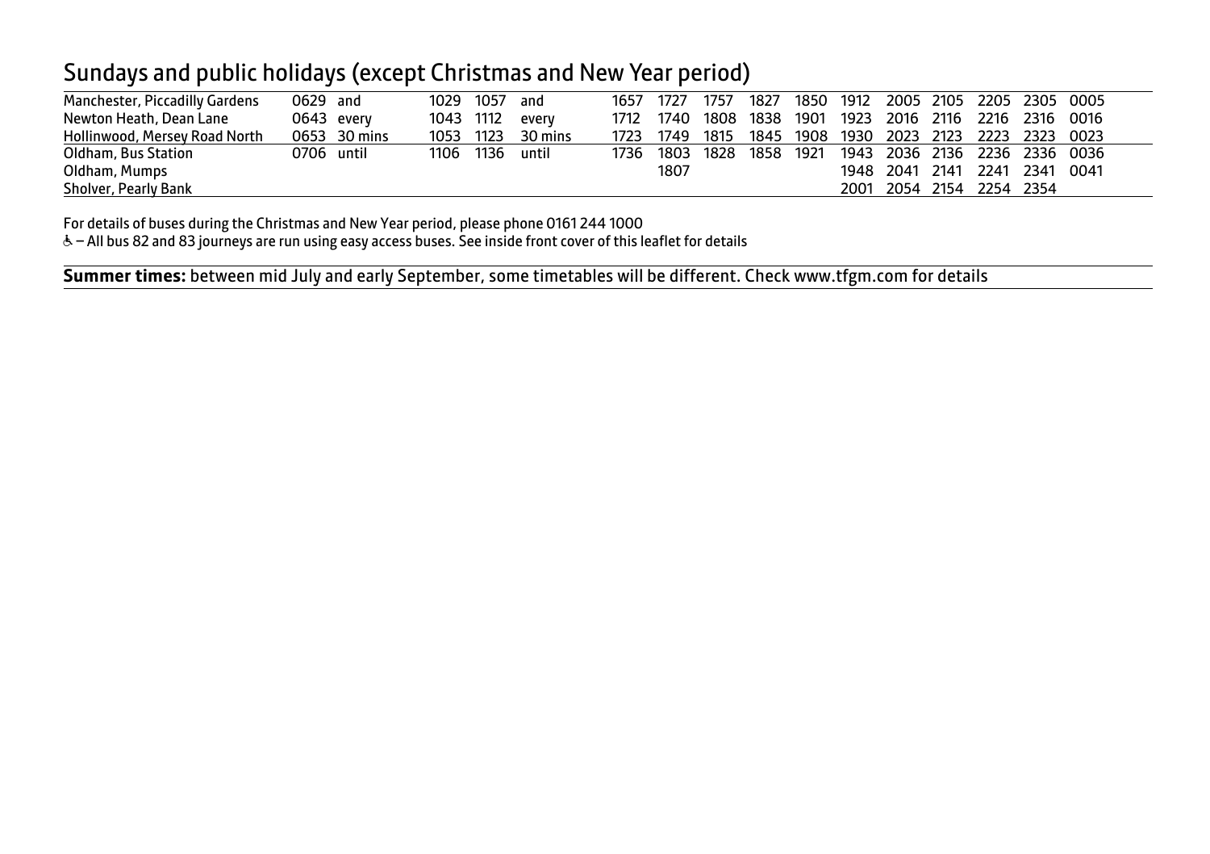## Sundays and public holidays (except Christmas and New Year period)

| | | | | | | | | | | | | | | | | | | |
|---|---|---|---|---|---|---|---|---|---|---|---|---|---|---|---|---|---|---|
| Manchester, Piccadilly Gardens | 0629 | and | 1029 | 1057 | and | 1657 | 1727 | 1757 | 1827 | 1850 | 1912 | 2005 | 2105 | 2205 | 2305 | 0005 |
| Newton Heath, Dean Lane | 0643 | every | 1043 | 1112 | every | 1712 | 1740 | 1808 | 1838 | 1901 | 1923 | 2016 | 2116 | 2216 | 2316 | 0016 |
| Hollinwood, Mersey Road North | 0653 | 30 mins | 1053 | 1123 | 30 mins | 1723 | 1749 | 1815 | 1845 | 1908 | 1930 | 2023 | 2123 | 2223 | 2323 | 0023 |
| Oldham, Bus Station | 0706 | until | 1106 | 1136 | until | 1736 | 1803 | 1828 | 1858 | 1921 | 1943 | 2036 | 2136 | 2236 | 2336 | 0036 |
| Oldham, Mumps | | | | | | | 1807 | | | | 1948 | 2041 | 2141 | 2241 | 2341 | 0041 |
| Sholver, Pearly Bank | | | | | | | | | | | 2001 | 2054 | 2154 | 2254 | 2354 | |

For details of buses during the Christmas and New Year period, please phone 0161 244 1000

♿ – All bus 82 and 83 journeys are run using easy access buses. See inside front cover of this leaflet for details

**Summer times:** between mid July and early September, some timetables will be different. Check www.tfgm.com for details